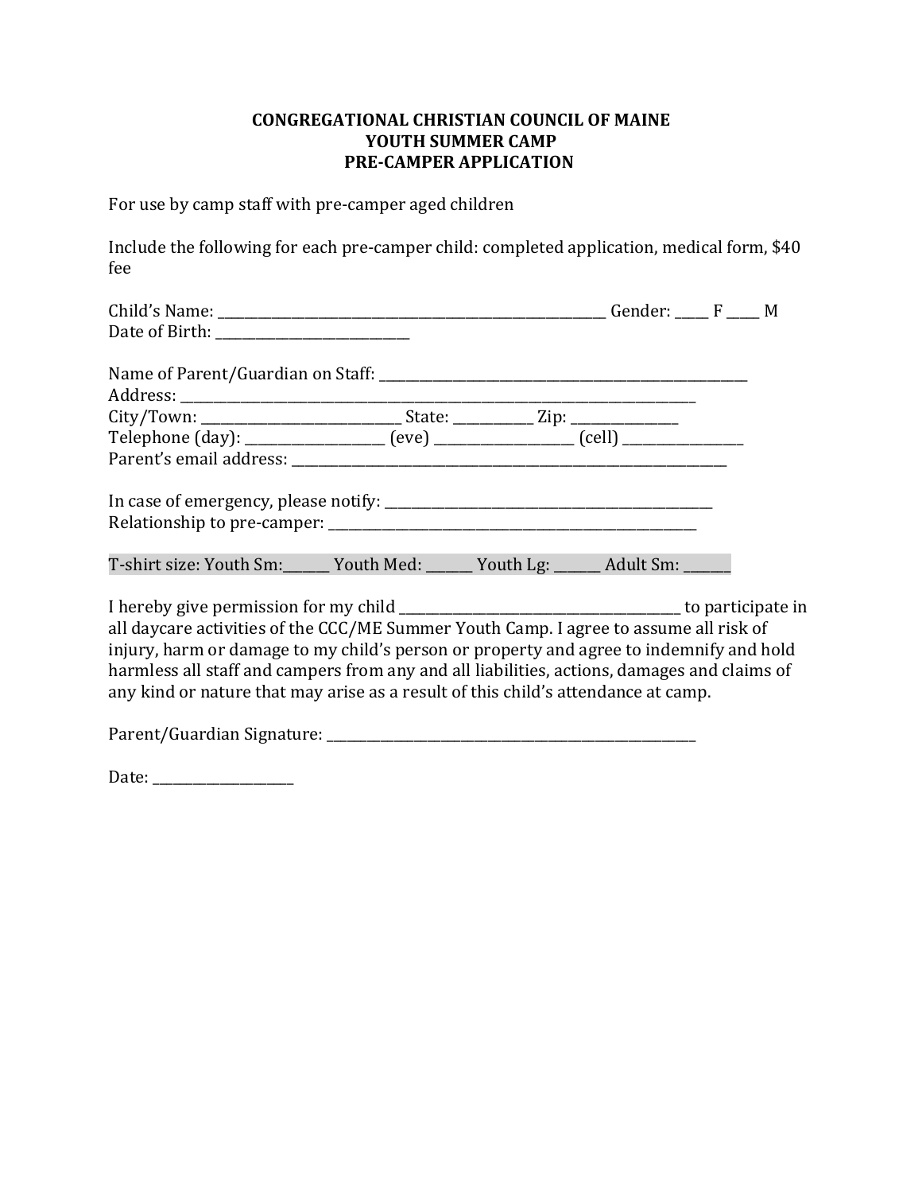**CONGREGATIONAL CHRISTIAN COUNCIL OF MAINE**
**YOUTH SUMMER CAMP**
**PRE-CAMPER APPLICATION**

For use by camp staff with pre-camper aged children

Include the following for each pre-camper child: completed application, medical form, $40 fee

Child's Name: ___________________________________________________ Gender: _____ F _____ M
Date of Birth: ___________________________

Name of Parent/Guardian on Staff: ____________________________________________________
Address: ___________________________________________________________________________
City/Town: ___________________________ State: ___________ Zip: _______________
Telephone (day): ___________________ (eve) ___________________ (cell) _________________
Parent's email address: ________________________________________________________________

In case of emergency, please notify: _______________________________________________
Relationship to pre-camper: _____________________________________________________

T-shirt size: Youth Sm:______ Youth Med: ______ Youth Lg: ______ Adult Sm: ______

I hereby give permission for my child _______________________________________ to participate in all daycare activities of the CCC/ME Summer Youth Camp. I agree to assume all risk of injury, harm or damage to my child's person or property and agree to indemnify and hold harmless all staff and campers from any and all liabilities, actions, damages and claims of any kind or nature that may arise as a result of this child's attendance at camp.

Parent/Guardian Signature: ______________________________________________________

Date: ___________________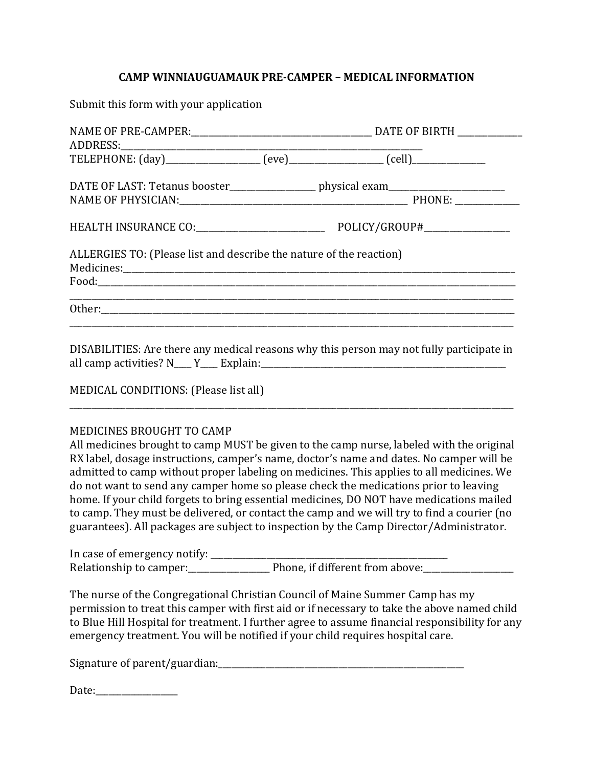## CAMP WINNIAUGUAMAUK PRE-CAMPER – MEDICAL INFORMATION

Submit this form with your application

NAME OF PRE-CAMPER:________________________________________ DATE OF BIRTH ______________
ADDRESS:_____________________________________________________________________
TELEPHONE: (day)_____________________ (eve)_____________________ (cell)________________

DATE OF LAST: Tetanus booster___________________ physical exam__________________________
NAME OF PHYSICIAN:___________________________________________________ PHONE: ______________

HEALTH INSURANCE CO:______________________________ POLICY/GROUP#____________________

ALLERGIES TO: (Please list and describe the nature of the reaction)
Medicines:_____________________________________________________________________________________
Food:_________________________________________________________________________________________
______________________________________________________________________________________________
Other:________________________________________________________________________________________
______________________________________________________________________________________________

DISABILITIES: Are there any medical reasons why this person may not fully participate in all camp activities? N____ Y____ Explain:__________________________________________________________

MEDICAL CONDITIONS: (Please list all)
______________________________________________________________________________________________

MEDICINES BROUGHT TO CAMP
All medicines brought to camp MUST be given to the camp nurse, labeled with the original RX label, dosage instructions, camper's name, doctor's name and dates. No camper will be admitted to camp without proper labeling on medicines. This applies to all medicines. We do not want to send any camper home so please check the medications prior to leaving home. If your child forgets to bring essential medicines, DO NOT have medications mailed to camp. They must be delivered, or contact the camp and we will try to find a courier (no guarantees). All packages are subject to inspection by the Camp Director/Administrator.

In case of emergency notify: _______________________________________________________
Relationship to camper:__________________ Phone, if different from above:____________________

The nurse of the Congregational Christian Council of Maine Summer Camp has my permission to treat this camper with first aid or if necessary to take the above named child to Blue Hill Hospital for treatment. I further agree to assume financial responsibility for any emergency treatment. You will be notified if your child requires hospital care.

Signature of parent/guardian:_________________________________________________________

Date:__________________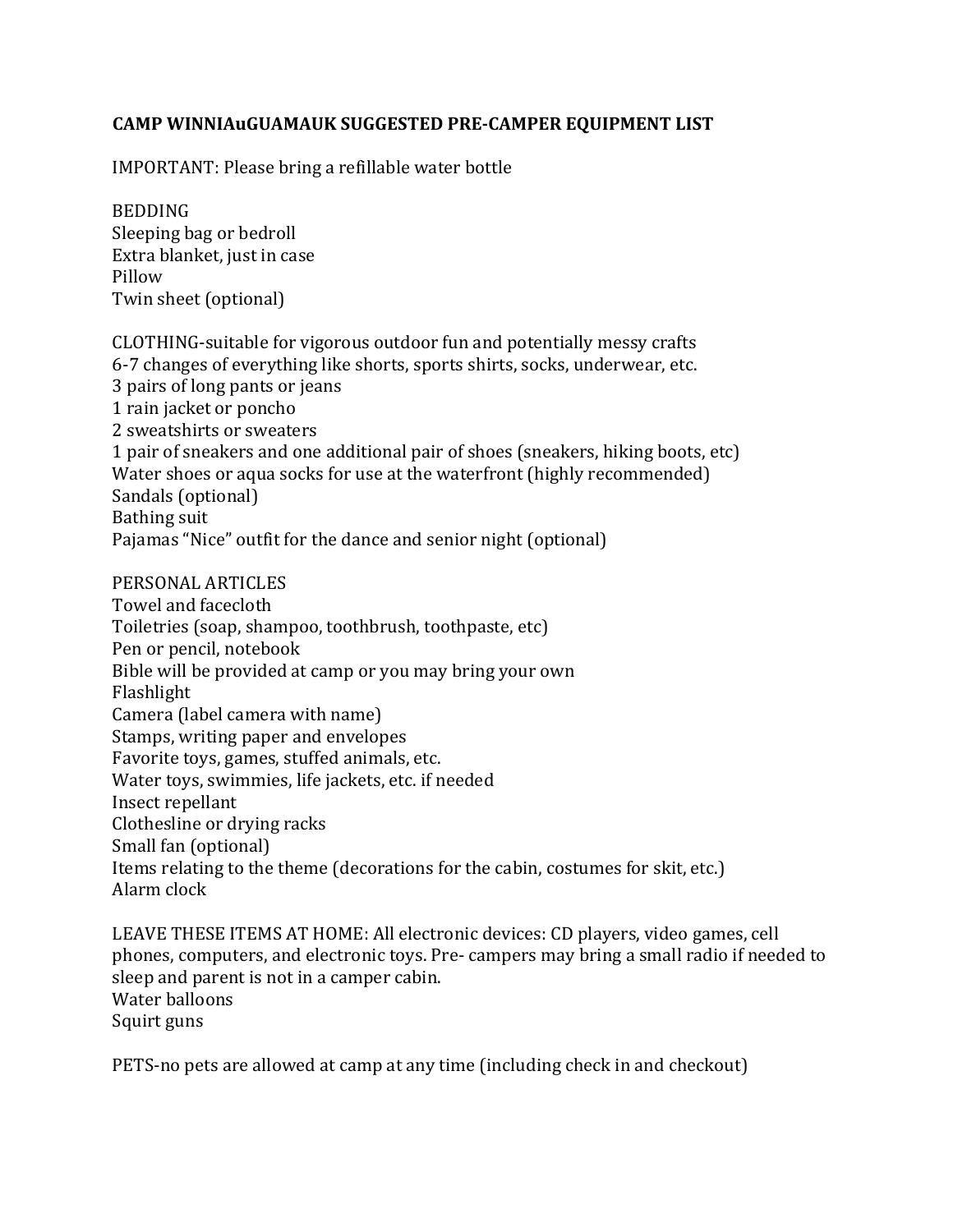**CAMP WINNIAuGUAMAUK SUGGESTED PRE-CAMPER EQUIPMENT LIST**

IMPORTANT: Please bring a refillable water bottle

BEDDING
Sleeping bag or bedroll
Extra blanket, just in case
Pillow
Twin sheet (optional)

CLOTHING-suitable for vigorous outdoor fun and potentially messy crafts
6-7 changes of everything like shorts, sports shirts, socks, underwear, etc.
3 pairs of long pants or jeans
1 rain jacket or poncho
2 sweatshirts or sweaters
1 pair of sneakers and one additional pair of shoes (sneakers, hiking boots, etc)
Water shoes or aqua socks for use at the waterfront (highly recommended)
Sandals (optional)
Bathing suit
Pajamas "Nice" outfit for the dance and senior night (optional)

PERSONAL ARTICLES
Towel and facecloth
Toiletries (soap, shampoo, toothbrush, toothpaste, etc)
Pen or pencil, notebook
Bible will be provided at camp or you may bring your own
Flashlight
Camera (label camera with name)
Stamps, writing paper and envelopes
Favorite toys, games, stuffed animals, etc.
Water toys, swimmies, life jackets, etc. if needed
Insect repellant
Clothesline or drying racks
Small fan (optional)
Items relating to the theme (decorations for the cabin, costumes for skit, etc.)
Alarm clock

LEAVE THESE ITEMS AT HOME: All electronic devices: CD players, video games, cell phones, computers, and electronic toys. Pre- campers may bring a small radio if needed to sleep and parent is not in a camper cabin.
Water balloons
Squirt guns

PETS-no pets are allowed at camp at any time (including check in and checkout)